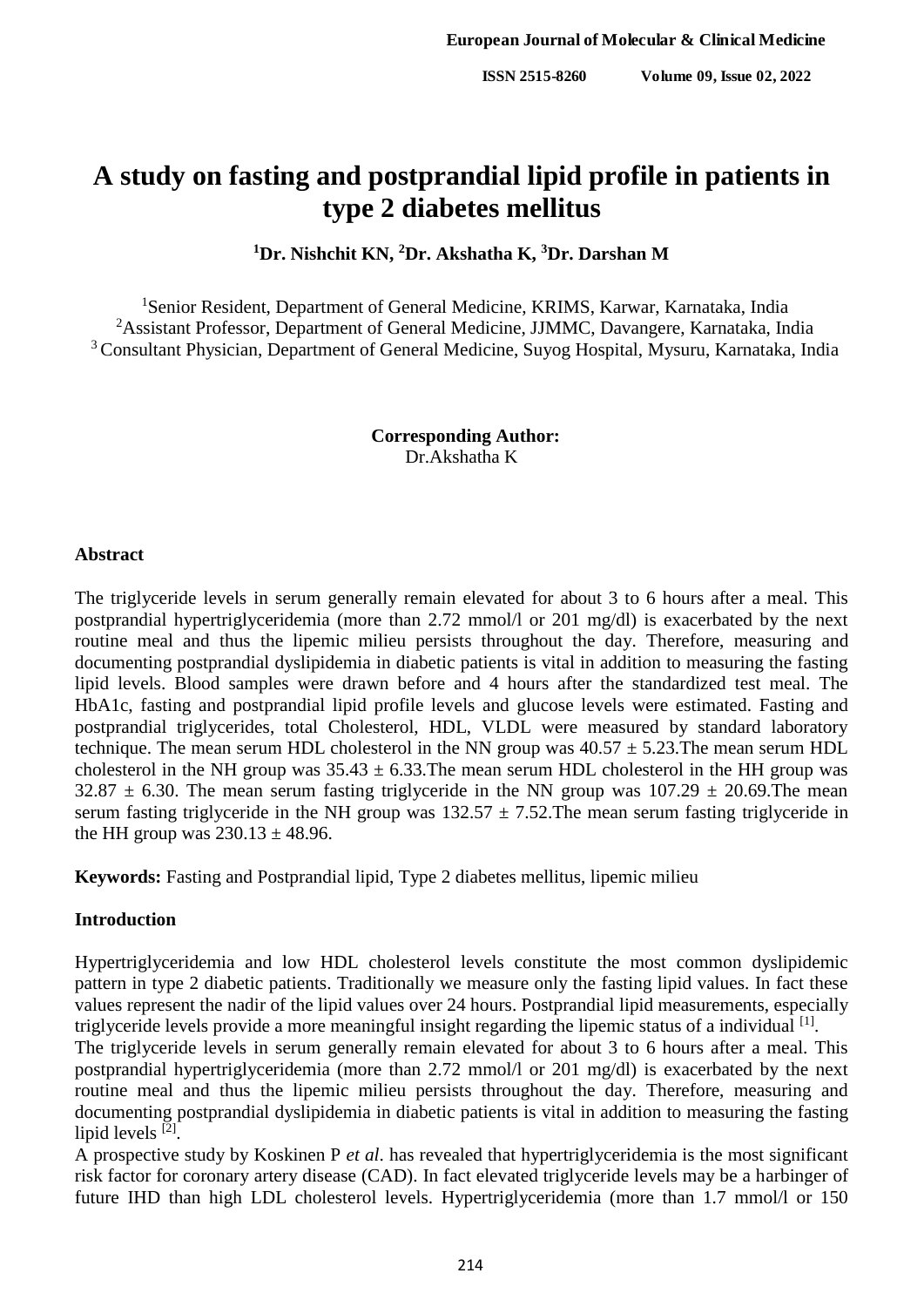# A study on fasting and postprandial lipid profile in patients in type 2 diabetes mellitus

**[1]Dr. Nishchit KN, [2]Dr. Akshatha K, [3]Dr. Darshan M**

[1]Senior Resident, Department of General Medicine, KRIMS, Karwar, Karnataka, India
[2]Assistant Professor, Department of General Medicine, JJMMC, Davangere, Karnataka, India
[3]Consultant Physician, Department of General Medicine, Suyog Hospital, Mysuru, Karnataka, India

**Corresponding Author:**
Dr.Akshatha K

## Abstract

The triglyceride levels in serum generally remain elevated for about 3 to 6 hours after a meal. This postprandial hypertriglyceridemia (more than 2.72 mmol/l or 201 mg/dl) is exacerbated by the next routine meal and thus the lipemic milieu persists throughout the day. Therefore, measuring and documenting postprandial dyslipidemia in diabetic patients is vital in addition to measuring the fasting lipid levels. Blood samples were drawn before and 4 hours after the standardized test meal. The HbA1c, fasting and postprandial lipid profile levels and glucose levels were estimated. Fasting and postprandial triglycerides, total Cholesterol, HDL, VLDL were measured by standard laboratory technique. The mean serum HDL cholesterol in the NN group was 40.57 ± 5.23.The mean serum HDL cholesterol in the NH group was 35.43 ± 6.33.The mean serum HDL cholesterol in the HH group was 32.87 ± 6.30. The mean serum fasting triglyceride in the NN group was 107.29 ± 20.69.The mean serum fasting triglyceride in the NH group was 132.57 ± 7.52.The mean serum fasting triglyceride in the HH group was 230.13 ± 48.96.

**Keywords:** Fasting and Postprandial lipid, Type 2 diabetes mellitus, lipemic milieu

## Introduction

Hypertriglyceridemia and low HDL cholesterol levels constitute the most common dyslipidemic pattern in type 2 diabetic patients. Traditionally we measure only the fasting lipid values. In fact these values represent the nadir of the lipid values over 24 hours. Postprandial lipid measurements, especially triglyceride levels provide a more meaningful insight regarding the lipemic status of a individual [1].

The triglyceride levels in serum generally remain elevated for about 3 to 6 hours after a meal. This postprandial hypertriglyceridemia (more than 2.72 mmol/l or 201 mg/dl) is exacerbated by the next routine meal and thus the lipemic milieu persists throughout the day. Therefore, measuring and documenting postprandial dyslipidemia in diabetic patients is vital in addition to measuring the fasting lipid levels [2].

A prospective study by Koskinen P *et al*. has revealed that hypertriglyceridemia is the most significant risk factor for coronary artery disease (CAD). In fact elevated triglyceride levels may be a harbinger of future IHD than high LDL cholesterol levels. Hypertriglyceridemia (more than 1.7 mmol/l or 150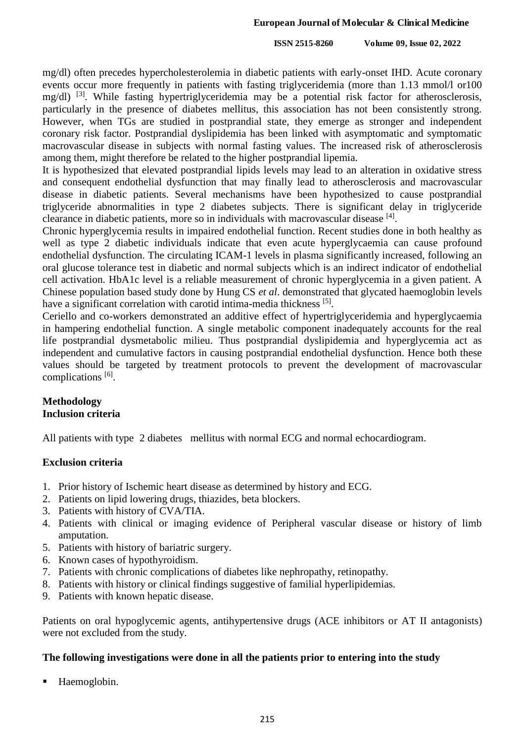mg/dl) often precedes hypercholesterolemia in diabetic patients with early-onset IHD. Acute coronary events occur more frequently in patients with fasting triglyceridemia (more than 1.13 mmol/l or100 mg/dl) [3]. While fasting hypertriglyceridemia may be a potential risk factor for atherosclerosis, particularly in the presence of diabetes mellitus, this association has not been consistently strong. However, when TGs are studied in postprandial state, they emerge as stronger and independent coronary risk factor. Postprandial dyslipidemia has been linked with asymptomatic and symptomatic macrovascular disease in subjects with normal fasting values. The increased risk of atherosclerosis among them, might therefore be related to the higher postprandial lipemia.

It is hypothesized that elevated postprandial lipids levels may lead to an alteration in oxidative stress and consequent endothelial dysfunction that may finally lead to atherosclerosis and macrovascular disease in diabetic patients. Several mechanisms have been hypothesized to cause postprandial triglyceride abnormalities in type 2 diabetes subjects. There is significant delay in triglyceride clearance in diabetic patients, more so in individuals with macrovascular disease [4].

Chronic hyperglycemia results in impaired endothelial function. Recent studies done in both healthy as well as type 2 diabetic individuals indicate that even acute hyperglycaemia can cause profound endothelial dysfunction. The circulating ICAM-1 levels in plasma significantly increased, following an oral glucose tolerance test in diabetic and normal subjects which is an indirect indicator of endothelial cell activation. HbA1c level is a reliable measurement of chronic hyperglycemia in a given patient. A Chinese population based study done by Hung CS *et al*. demonstrated that glycated haemoglobin levels have a significant correlation with carotid intima-media thickness [5].

Ceriello and co-workers demonstrated an additive effect of hypertriglyceridemia and hyperglycaemia in hampering endothelial function. A single metabolic component inadequately accounts for the real life postprandial dysmetabolic milieu. Thus postprandial dyslipidemia and hyperglycemia act as independent and cumulative factors in causing postprandial endothelial dysfunction. Hence both these values should be targeted by treatment protocols to prevent the development of macrovascular complications [6].

## Methodology

### Inclusion criteria

All patients with type 2 diabetes mellitus with normal ECG and normal echocardiogram.

### Exclusion criteria

1. Prior history of Ischemic heart disease as determined by history and ECG.
2. Patients on lipid lowering drugs, thiazides, beta blockers.
3. Patients with history of CVA/TIA.
4. Patients with clinical or imaging evidence of Peripheral vascular disease or history of limb amputation.
5. Patients with history of bariatric surgery.
6. Known cases of hypothyroidism.
7. Patients with chronic complications of diabetes like nephropathy, retinopathy.
8. Patients with history or clinical findings suggestive of familial hyperlipidemias.
9. Patients with known hepatic disease.

Patients on oral hypoglycemic agents, antihypertensive drugs (ACE inhibitors or AT II antagonists) were not excluded from the study.

### The following investigations were done in all the patients prior to entering into the study

- Haemoglobin.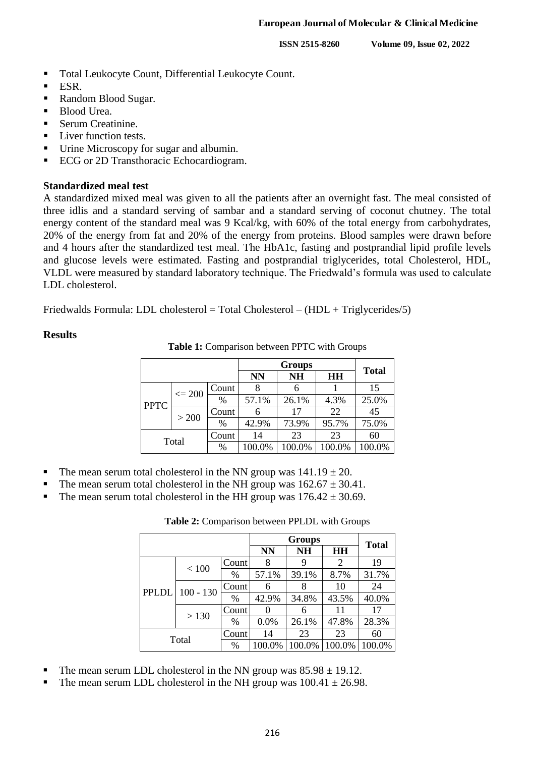- Total Leukocyte Count, Differential Leukocyte Count.
- ESR.
- Random Blood Sugar.
- Blood Urea.
- Serum Creatinine.
- Liver function tests.
- Urine Microscopy for sugar and albumin.
- ECG or 2D Transthoracic Echocardiogram.

### Standardized meal test

A standardized mixed meal was given to all the patients after an overnight fast. The meal consisted of three idlis and a standard serving of sambar and a standard serving of coconut chutney. The total energy content of the standard meal was 9 Kcal/kg, with 60% of the total energy from carbohydrates, 20% of the energy from fat and 20% of the energy from proteins. Blood samples were drawn before and 4 hours after the standardized test meal. The HbA1c, fasting and postprandial lipid profile levels and glucose levels were estimated. Fasting and postprandial triglycerides, total Cholesterol, HDL, VLDL were measured by standard laboratory technique. The Friedwald's formula was used to calculate LDL cholesterol.

Friedwalds Formula: LDL cholesterol = Total Cholesterol – (HDL + Triglycerides/5)

### Results

**Table 1:** Comparison between PPTC with Groups

| | | | Groups | | | Total |
|---|---|---|---|---|---|---|
| | | | NN | NH | HH | |
| PPTC | <= 200 | Count | 8 | 6 | 1 | 15 |
| | | % | 57.1% | 26.1% | 4.3% | 25.0% |
| | > 200 | Count | 6 | 17 | 22 | 45 |
| | | % | 42.9% | 73.9% | 95.7% | 75.0% |
| Total | | Count | 14 | 23 | 23 | 60 |
| | | % | 100.0% | 100.0% | 100.0% | 100.0% |

- The mean serum total cholesterol in the NN group was 141.19 ± 20.
- The mean serum total cholesterol in the NH group was 162.67 ± 30.41.
- The mean serum total cholesterol in the HH group was 176.42 ± 30.69.

**Table 2:** Comparison between PPLDL with Groups

| | | | Groups | | | Total |
|---|---|---|---|---|---|---|
| | | | NN | NH | HH | |
| PPLDL | < 100 | Count | 8 | 9 | 2 | 19 |
| | | % | 57.1% | 39.1% | 8.7% | 31.7% |
| | 100 - 130 | Count | 6 | 8 | 10 | 24 |
| | | % | 42.9% | 34.8% | 43.5% | 40.0% |
| | > 130 | Count | 0 | 6 | 11 | 17 |
| | | % | 0.0% | 26.1% | 47.8% | 28.3% |
| Total | | Count | 14 | 23 | 23 | 60 |
| | | % | 100.0% | 100.0% | 100.0% | 100.0% |

- The mean serum LDL cholesterol in the NN group was 85.98 ± 19.12.
- The mean serum LDL cholesterol in the NH group was 100.41 ± 26.98.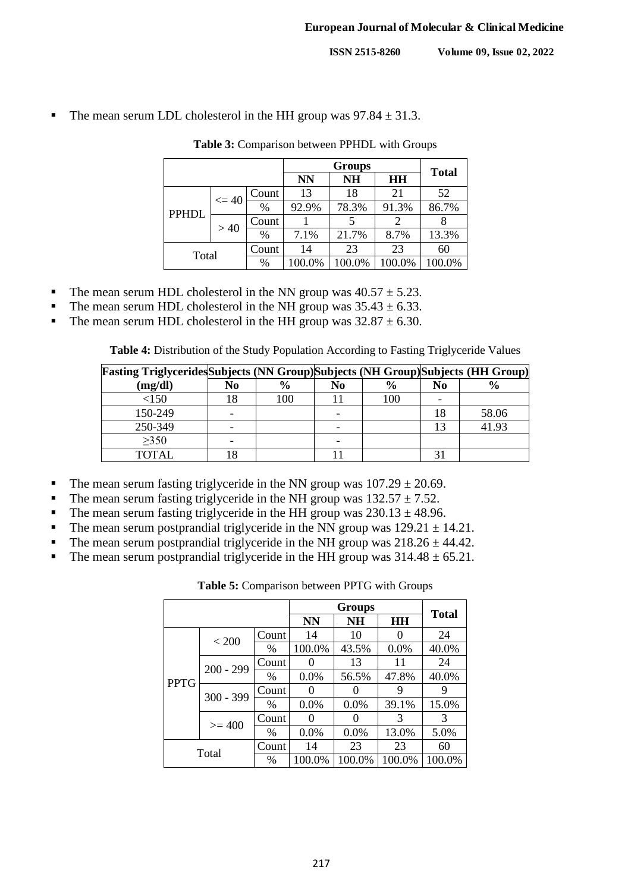- The mean serum LDL cholesterol in the HH group was 97.84 ± 31.3.

**Table 3:** Comparison between PPHDL with Groups

| | | | Groups | | | Total |
|---|---|---|---|---|---|---|
| | | | NN | NH | HH | |
| PPHDL | <= 40 | Count | 13 | 18 | 21 | 52 |
| | | % | 92.9% | 78.3% | 91.3% | 86.7% |
| | > 40 | Count | 1 | 5 | 2 | 8 |
| | | % | 7.1% | 21.7% | 8.7% | 13.3% |
| Total | | Count | 14 | 23 | 23 | 60 |
| | | % | 100.0% | 100.0% | 100.0% | 100.0% |

- The mean serum HDL cholesterol in the NN group was 40.57 ± 5.23.
- The mean serum HDL cholesterol in the NH group was 35.43 ± 6.33.
- The mean serum HDL cholesterol in the HH group was 32.87 ± 6.30.

**Table 4:** Distribution of the Study Population According to Fasting Triglyceride Values

| Fasting Triglycerides (mg/dl) | Subjects (NN Group) | | Subjects (NH Group) | | Subjects (HH Group) | |
|---|---|---|---|---|---|---|
| | No | % | No | % | No | % |
| <150 | 18 | 100 | 11 | 100 | - | |
| 150-249 | - | | - | | 18 | 58.06 |
| 250-349 | - | | - | | 13 | 41.93 |
| ≥350 | - | | - | | | |
| TOTAL | 18 | | 11 | | 31 | |

- The mean serum fasting triglyceride in the NN group was 107.29 ± 20.69.
- The mean serum fasting triglyceride in the NH group was 132.57 ± 7.52.
- The mean serum fasting triglyceride in the HH group was 230.13 ± 48.96.
- The mean serum postprandial triglyceride in the NN group was 129.21 ± 14.21.
- The mean serum postprandial triglyceride in the NH group was 218.26 ± 44.42.
- The mean serum postprandial triglyceride in the HH group was 314.48 ± 65.21.

**Table 5:** Comparison between PPTG with Groups

| | | | Groups | | | Total |
|---|---|---|---|---|---|---|
| | | | NN | NH | HH | |
| PPTG | < 200 | Count | 14 | 10 | 0 | 24 |
| | | % | 100.0% | 43.5% | 0.0% | 40.0% |
| | 200 - 299 | Count | 0 | 13 | 11 | 24 |
| | | % | 0.0% | 56.5% | 47.8% | 40.0% |
| | 300 - 399 | Count | 0 | 0 | 9 | 9 |
| | | % | 0.0% | 0.0% | 39.1% | 15.0% |
| | >= 400 | Count | 0 | 0 | 3 | 3 |
| | | % | 0.0% | 0.0% | 13.0% | 5.0% |
| Total | | Count | 14 | 23 | 23 | 60 |
| | | % | 100.0% | 100.0% | 100.0% | 100.0% |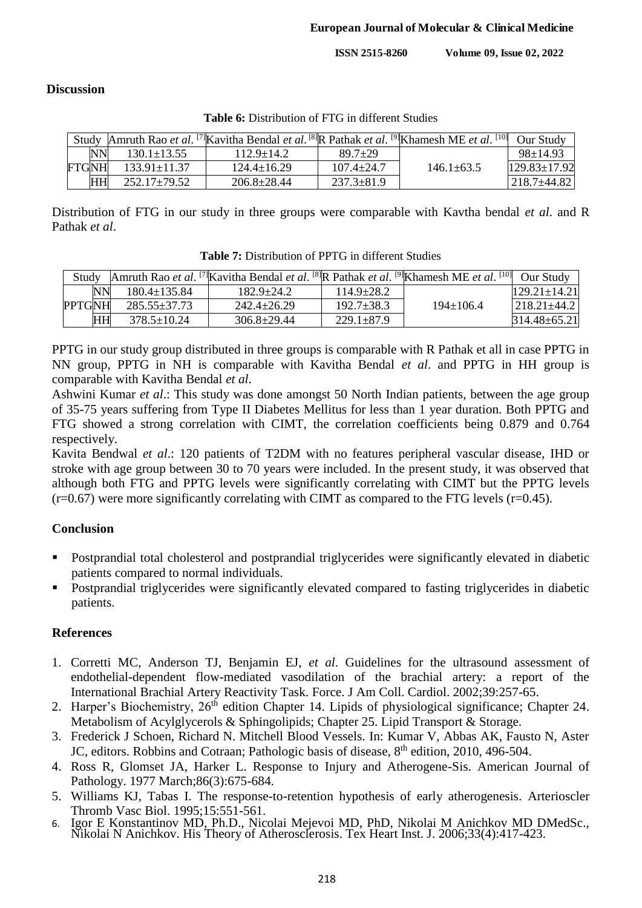## Discussion

**Table 6:** Distribution of FTG in different Studies

| Study | | Amruth Rao *et al*. [7] | Kavitha Bendal *et al*. [8] | R Pathak *et al*. [9] | Khamesh ME *et al*. [10] | Our Study |
|---|---|---|---|---|---|---|
| FTG | NN | 130.1±13.55 | 112.9±14.2 | 89.7±29 | 146.1±63.5 | 98±14.93 |
| | NH | 133.91±11.37 | 124.4±16.29 | 107.4±24.7 | | 129.83±17.92 |
| | HH | 252.17±79.52 | 206.8±28.44 | 237.3±81.9 | | 218.7±44.82 |

Distribution of FTG in our study in three groups were comparable with Kavtha bendal *et al*. and R Pathak *et al*.

**Table 7:** Distribution of PPTG in different Studies

| Study | | Amruth Rao *et al*. [7] | Kavitha Bendal *et al*. [8] | R Pathak *et al*. [9] | Khamesh ME *et al*. [10] | Our Study |
|---|---|---|---|---|---|---|
| PPTG | NN | 180.4±135.84 | 182.9±24.2 | 114.9±28.2 | 194±106.4 | 129.21±14.21 |
| | NH | 285.55±37.73 | 242.4±26.29 | 192.7±38.3 | | 218.21±44.2 |
| | HH | 378.5±10.24 | 306.8±29.44 | 229.1±87.9 | | 314.48±65.21 |

PPTG in our study group distributed in three groups is comparable with R Pathak et all in case PPTG in NN group, PPTG in NH is comparable with Kavitha Bendal *et al*. and PPTG in HH group is comparable with Kavitha Bendal *et al*.

Ashwini Kumar *et al*.: This study was done amongst 50 North Indian patients, between the age group of 35-75 years suffering from Type II Diabetes Mellitus for less than 1 year duration. Both PPTG and FTG showed a strong correlation with CIMT, the correlation coefficients being 0.879 and 0.764 respectively.

Kavita Bendwal *et al*.: 120 patients of T2DM with no features peripheral vascular disease, IHD or stroke with age group between 30 to 70 years were included. In the present study, it was observed that although both FTG and PPTG levels were significantly correlating with CIMT but the PPTG levels (r=0.67) were more significantly correlating with CIMT as compared to the FTG levels (r=0.45).

## Conclusion

- Postprandial total cholesterol and postprandial triglycerides were significantly elevated in diabetic patients compared to normal individuals.
- Postprandial triglycerides were significantly elevated compared to fasting triglycerides in diabetic patients.

## References

1. Corretti MC, Anderson TJ, Benjamin EJ, *et al*. Guidelines for the ultrasound assessment of endothelial-dependent flow-mediated vasodilation of the brachial artery: a report of the International Brachial Artery Reactivity Task. Force. J Am Coll. Cardiol. 2002;39:257-65.
2. Harper's Biochemistry, 26th edition Chapter 14. Lipids of physiological significance; Chapter 24. Metabolism of Acylglycerols & Sphingolipids; Chapter 25. Lipid Transport & Storage.
3. Frederick J Schoen, Richard N. Mitchell Blood Vessels. In: Kumar V, Abbas AK, Fausto N, Aster JC, editors. Robbins and Cotraan; Pathologic basis of disease, 8th edition, 2010, 496-504.
4. Ross R, Glomset JA, Harker L. Response to Injury and Atherogene-Sis. American Journal of Pathology. 1977 March;86(3):675-684.
5. Williams KJ, Tabas I. The response-to-retention hypothesis of early atherogenesis. Arterioscler Thromb Vasc Biol. 1995;15:551-561.
6. Igor E Konstantinov MD, Ph.D., Nicolai Mejevoi MD, PhD, Nikolai M Anichkov MD DMedSc., Nikolai N Anichkov. His Theory of Atherosclerosis. Tex Heart Inst. J. 2006;33(4):417-423.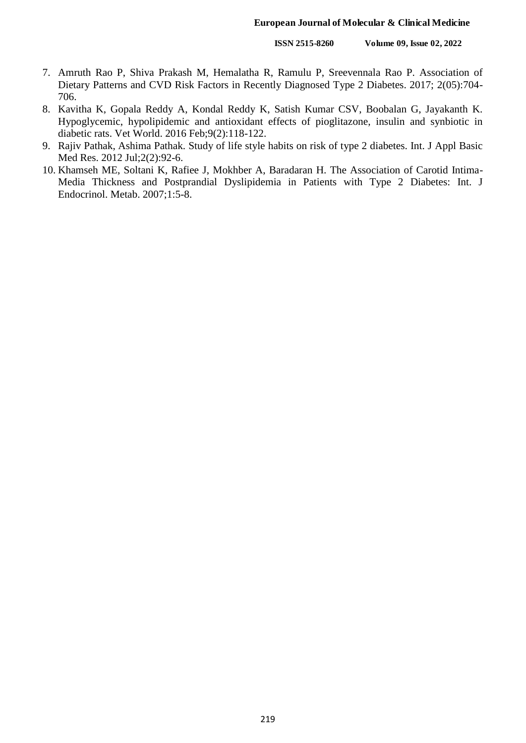7. Amruth Rao P, Shiva Prakash M, Hemalatha R, Ramulu P, Sreevennala Rao P. Association of Dietary Patterns and CVD Risk Factors in Recently Diagnosed Type 2 Diabetes. 2017; 2(05):704-706.
8. Kavitha K, Gopala Reddy A, Kondal Reddy K, Satish Kumar CSV, Boobalan G, Jayakanth K. Hypoglycemic, hypolipidemic and antioxidant effects of pioglitazone, insulin and synbiotic in diabetic rats. Vet World. 2016 Feb;9(2):118-122.
9. Rajiv Pathak, Ashima Pathak. Study of life style habits on risk of type 2 diabetes. Int. J Appl Basic Med Res. 2012 Jul;2(2):92-6.
10. Khamseh ME, Soltani K, Rafiee J, Mokhber A, Baradaran H. The Association of Carotid Intima-Media Thickness and Postprandial Dyslipidemia in Patients with Type 2 Diabetes: Int. J Endocrinol. Metab. 2007;1:5-8.